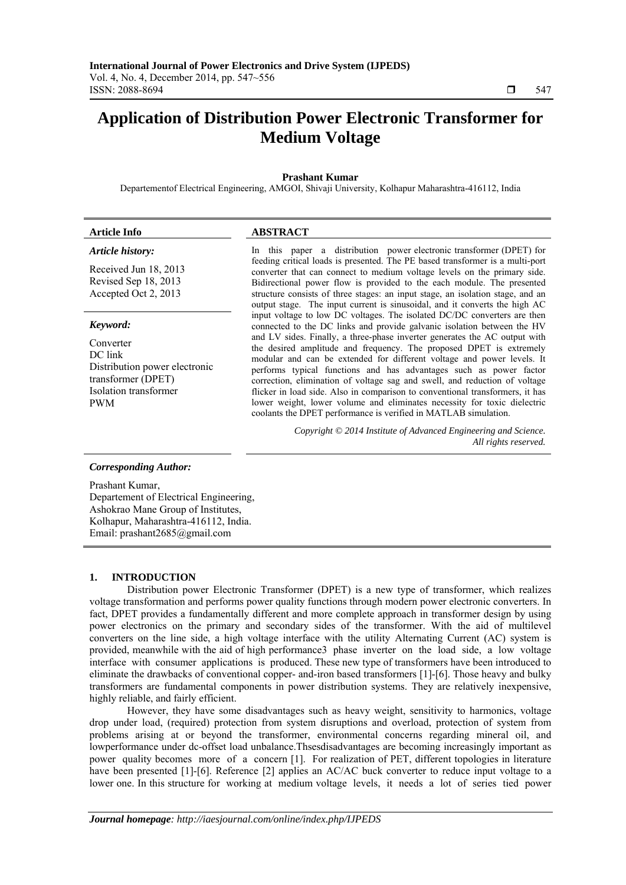# Application of Distribution Power Electronic Transformer for Medium Voltage

**Prashant Kumar**

Departementof Electrical Engineering, AMGOI, Shivaji University, Kolhapur Maharashtra-416112, India

---

**Article Info**

***Article history:***

Received Jun 18, 2013
Revised Sep 18, 2013
Accepted Oct 2, 2013

***Keyword:***

Converter
DC link
Distribution power electronic transformer (DPET)
Isolation transformer
PWM

**ABSTRACT**

In this paper a distribution power electronic transformer (DPET) for feeding critical loads is presented. The PE based transformer is a multi-port converter that can connect to medium voltage levels on the primary side. Bidirectional power flow is provided to the each module. The presented structure consists of three stages: an input stage, an isolation stage, and an output stage. The input current is sinusoidal, and it converts the high AC input voltage to low DC voltages. The isolated DC/DC converters are then connected to the DC links and provide galvanic isolation between the HV and LV sides. Finally, a three-phase inverter generates the AC output with the desired amplitude and frequency. The proposed DPET is extremely modular and can be extended for different voltage and power levels. It performs typical functions and has advantages such as power factor correction, elimination of voltage sag and swell, and reduction of voltage flicker in load side. Also in comparison to conventional transformers, it has lower weight, lower volume and eliminates necessity for toxic dielectric coolants the DPET performance is verified in MATLAB simulation.

*Copyright © 2014 Institute of Advanced Engineering and Science. All rights reserved.*

---

***Corresponding Author:***

Prashant Kumar,
Departement of Electrical Engineering,
Ashokrao Mane Group of Institutes,
Kolhapur, Maharashtra-416112, India.
Email: prashant2685@gmail.com

---

## 1. INTRODUCTION

Distribution power Electronic Transformer (DPET) is a new type of transformer, which realizes voltage transformation and performs power quality functions through modern power electronic converters. In fact, DPET provides a fundamentally different and more complete approach in transformer design by using power electronics on the primary and secondary sides of the transformer. With the aid of multilevel converters on the line side, a high voltage interface with the utility Alternating Current (AC) system is provided, meanwhile with the aid of high performance3 phase inverter on the load side, a low voltage interface with consumer applications is produced. These new type of transformers have been introduced to eliminate the drawbacks of conventional copper- and-iron based transformers [1]-[6]. Those heavy and bulky transformers are fundamental components in power distribution systems. They are relatively inexpensive, highly reliable, and fairly efficient.

However, they have some disadvantages such as heavy weight, sensitivity to harmonics, voltage drop under load, (required) protection from system disruptions and overload, protection of system from problems arising at or beyond the transformer, environmental concerns regarding mineral oil, and lowperformance under dc-offset load unbalance.Thsesdisadvantages are becoming increasingly important as power quality becomes more of a concern [1]. For realization of PET, different topologies in literature have been presented [1]-[6]. Reference [2] applies an AC/AC buck converter to reduce input voltage to a lower one. In this structure for working at medium voltage levels, it needs a lot of series tied power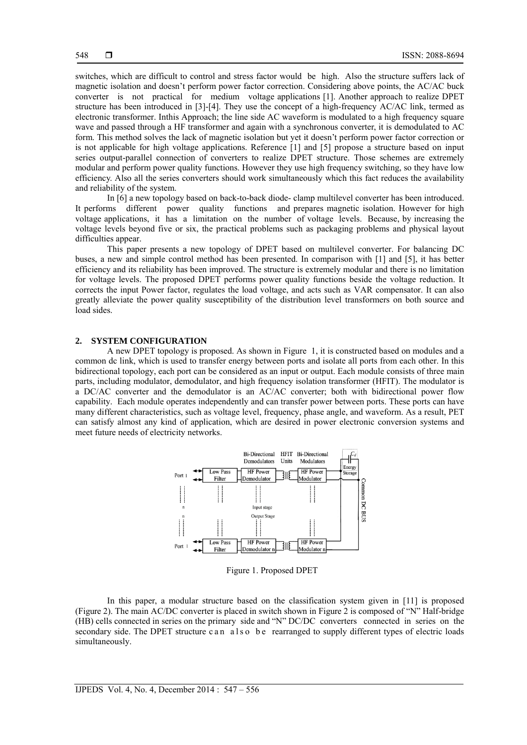switches, which are difficult to control and stress factor would be high. Also the structure suffers lack of magnetic isolation and doesn't perform power factor correction. Considering above points, the AC/AC buck converter is not practical for medium voltage applications [1]. Another approach to realize DPET structure has been introduced in [3]-[4]. They use the concept of a high-frequency AC/AC link, termed as electronic transformer. Inthis Approach; the line side AC waveform is modulated to a high frequency square wave and passed through a HF transformer and again with a synchronous converter, it is demodulated to AC form. This method solves the lack of magnetic isolation but yet it doesn't perform power factor correction or is not applicable for high voltage applications. Reference [1] and [5] propose a structure based on input series output-parallel connection of converters to realize DPET structure. Those schemes are extremely modular and perform power quality functions. However they use high frequency switching, so they have low efficiency. Also all the series converters should work simultaneously which this fact reduces the availability and reliability of the system.

In [6] a new topology based on back-to-back diode- clamp multilevel converter has been introduced. It performs different power quality functions and prepares magnetic isolation. However for high voltage applications, it has a limitation on the number of voltage levels. Because, by increasing the voltage levels beyond five or six, the practical problems such as packaging problems and physical layout difficulties appear.

This paper presents a new topology of DPET based on multilevel converter. For balancing DC buses, a new and simple control method has been presented. In comparison with [1] and [5], it has better efficiency and its reliability has been improved. The structure is extremely modular and there is no limitation for voltage levels. The proposed DPET performs power quality functions beside the voltage reduction. It corrects the input Power factor, regulates the load voltage, and acts such as VAR compensator. It can also greatly alleviate the power quality susceptibility of the distribution level transformers on both source and load sides.

## 2. SYSTEM CONFIGURATION

A new DPET topology is proposed. As shown in Figure 1, it is constructed based on modules and a common dc link, which is used to transfer energy between ports and isolate all ports from each other. In this bidirectional topology, each port can be considered as an input or output. Each module consists of three main parts, including modulator, demodulator, and high frequency isolation transformer (HFIT). The modulator is a DC/AC converter and the demodulator is an AC/AC converter; both with bidirectional power flow capability. Each module operates independently and can transfer power between ports. These ports can have many different characteristics, such as voltage level, frequency, phase angle, and waveform. As a result, PET can satisfy almost any kind of application, which are desired in power electronic conversion systems and meet future needs of electricity networks.

Bi-Directional Demodulators
HFIT Units
Bi-Directional Modulators
$C_d$
Energy Storage
Port 1
Low Pass Filter
HF Power Demodulator
HF Power Modulator
n
Input stage
n
Output Stage
Port 1
Low Pass Filter
HF Power Demodulator n
HF Power Modulator n
Common DC BUS

Figure 1. Proposed DPET

In this paper, a modular structure based on the classification system given in [11] is proposed (Figure 2). The main AC/DC converter is placed in switch shown in Figure 2 is composed of "N" Half-bridge (HB) cells connected in series on the primary side and "N" DC/DC converters connected in series on the secondary side. The DPET structure can also be rearranged to supply different types of electric loads simultaneously.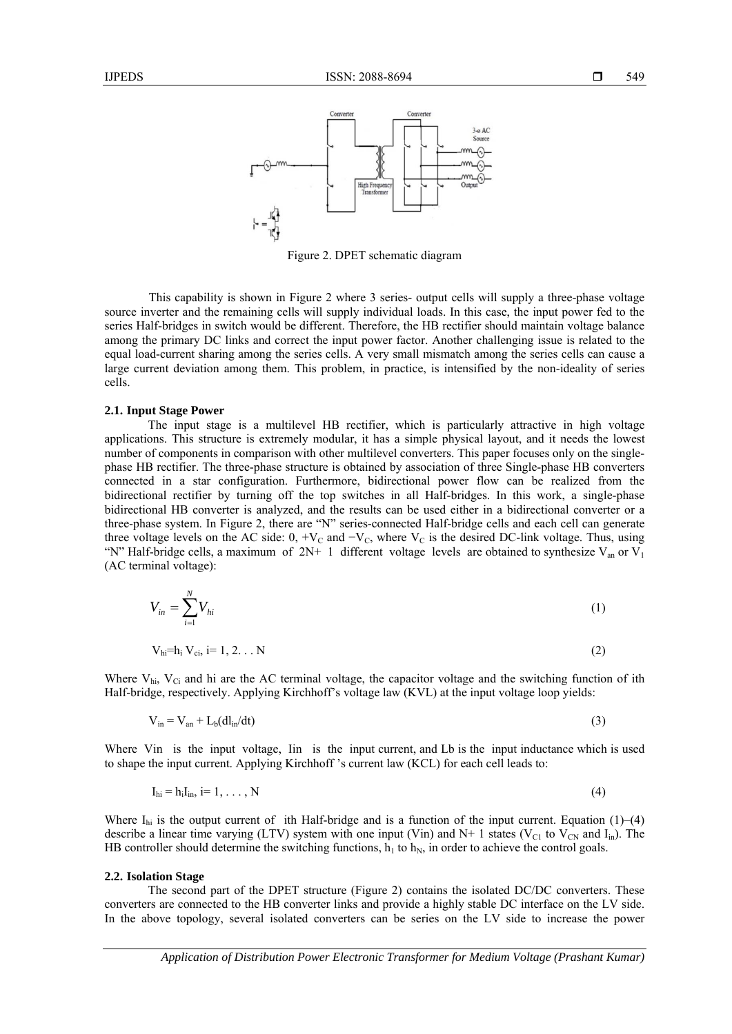Converter

Converter

3-φ AC Source

High Frequency Transformer

Output

Figure 2. DPET schematic diagram

This capability is shown in Figure 2 where 3 series- output cells will supply a three-phase voltage source inverter and the remaining cells will supply individual loads. In this case, the input power fed to the series Half-bridges in switch would be different. Therefore, the HB rectifier should maintain voltage balance among the primary DC links and correct the input power factor. Another challenging issue is related to the equal load-current sharing among the series cells. A very small mismatch among the series cells can cause a large current deviation among them. This problem, in practice, is intensified by the non-ideality of series cells.

### 2.1. Input Stage Power

The input stage is a multilevel HB rectifier, which is particularly attractive in high voltage applications. This structure is extremely modular, it has a simple physical layout, and it needs the lowest number of components in comparison with other multilevel converters. This paper focuses only on the single-phase HB rectifier. The three-phase structure is obtained by association of three Single-phase HB converters connected in a star configuration. Furthermore, bidirectional power flow can be realized from the bidirectional rectifier by turning off the top switches in all Half-bridges. In this work, a single-phase bidirectional HB converter is analyzed, and the results can be used either in a bidirectional converter or a three-phase system. In Figure 2, there are "N" series-connected Half-bridge cells and each cell can generate three voltage levels on the AC side: 0, $+V_C$ and $-V_C$, where $V_C$ is the desired DC-link voltage. Thus, using "N" Half-bridge cells, a maximum of 2N+ 1 different voltage levels are obtained to synthesize $V_{an}$ or $V_1$ (AC terminal voltage):

$$V_{in} = \sum_{i=1}^{N} V_{hi} \tag{1}$$

$$V_{hi}=h_i V_{ci},\ i= 1, 2. . . N \tag{2}$$

Where $V_{hi}$, $V_{Ci}$ and hi are the AC terminal voltage, the capacitor voltage and the switching function of ith Half-bridge, respectively. Applying Kirchhoff's voltage law (KVL) at the input voltage loop yields:

$$V_{in} = V_{an} + L_b(dl_{in}/dt) \tag{3}$$

Where Vin is the input voltage, Iin is the input current, and Lb is the input inductance which is used to shape the input current. Applying Kirchhoff 's current law (KCL) for each cell leads to:

$$I_{hi} = h_i I_{in},\ i= 1, . . . , N \tag{4}$$

Where $I_{hi}$ is the output current of ith Half-bridge and is a function of the input current. Equation (1)–(4) describe a linear time varying (LTV) system with one input (Vin) and N+ 1 states ($V_{C1}$ to $V_{CN}$ and $I_{in}$). The HB controller should determine the switching functions, $h_1$ to $h_N$, in order to achieve the control goals.

### 2.2. Isolation Stage

The second part of the DPET structure (Figure 2) contains the isolated DC/DC converters. These converters are connected to the HB converter links and provide a highly stable DC interface on the LV side. In the above topology, several isolated converters can be series on the LV side to increase the power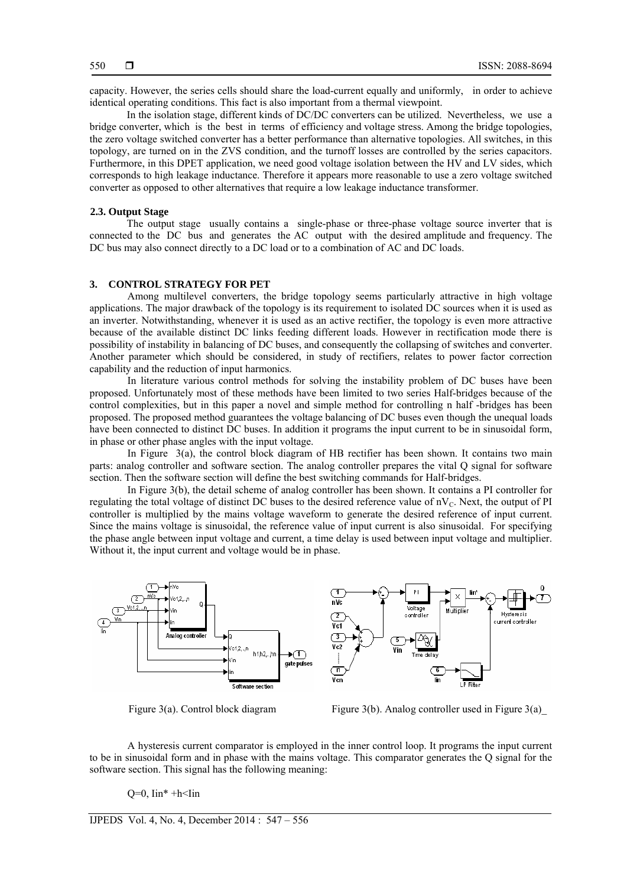capacity. However, the series cells should share the load-current equally and uniformly, in order to achieve identical operating conditions. This fact is also important from a thermal viewpoint.

In the isolation stage, different kinds of DC/DC converters can be utilized. Nevertheless, we use a bridge converter, which is the best in terms of efficiency and voltage stress. Among the bridge topologies, the zero voltage switched converter has a better performance than alternative topologies. All switches, in this topology, are turned on in the ZVS condition, and the turnoff losses are controlled by the series capacitors. Furthermore, in this DPET application, we need good voltage isolation between the HV and LV sides, which corresponds to high leakage inductance. Therefore it appears more reasonable to use a zero voltage switched converter as opposed to other alternatives that require a low leakage inductance transformer.

### 2.3. Output Stage

The output stage usually contains a single-phase or three-phase voltage source inverter that is connected to the DC bus and generates the AC output with the desired amplitude and frequency. The DC bus may also connect directly to a DC load or to a combination of AC and DC loads.

## 3. CONTROL STRATEGY FOR PET

Among multilevel converters, the bridge topology seems particularly attractive in high voltage applications. The major drawback of the topology is its requirement to isolated DC sources when it is used as an inverter. Notwithstanding, whenever it is used as an active rectifier, the topology is even more attractive because of the available distinct DC links feeding different loads. However in rectification mode there is possibility of instability in balancing of DC buses, and consequently the collapsing of switches and converter. Another parameter which should be considered, in study of rectifiers, relates to power factor correction capability and the reduction of input harmonics.

In literature various control methods for solving the instability problem of DC buses have been proposed. Unfortunately most of these methods have been limited to two series Half-bridges because of the control complexities, but in this paper a novel and simple method for controlling n half -bridges has been proposed. The proposed method guarantees the voltage balancing of DC buses even though the unequal loads have been connected to distinct DC buses. In addition it programs the input current to be in sinusoidal form, in phase or other phase angles with the input voltage.

In Figure 3(a), the control block diagram of HB rectifier has been shown. It contains two main parts: analog controller and software section. The analog controller prepares the vital Q signal for software section. Then the software section will define the best switching commands for Half-bridges.

In Figure 3(b), the detail scheme of analog controller has been shown. It contains a PI controller for regulating the total voltage of distinct DC buses to the desired reference value of $nV_C$. Next, the output of PI controller is multiplied by the mains voltage waveform to generate the desired reference of input current. Since the mains voltage is sinusoidal, the reference value of input current is also sinusoidal. For specifying the phase angle between input voltage and current, a time delay is used between input voltage and multiplier. Without it, the input current and voltage would be in phase.

1 nVc
2 Vc1,2,..n
3 Vin
4 Iin
Analog controller
Q
Software section
Vc1,2,..n
Vin
Iin
h1,h2,..,hn
1 gate pulses

Figure 3(a). Control block diagram

1 nVc
2 Vc1
3 Vc2
n Vcn
PI Voltage controller
Multiplier
5 Vin
Time delay
Iin*
6 Iin
LP Filter
Hysteresis current controller
Q 7

Figure 3(b). Analog controller used in Figure 3(a)_

A hysteresis current comparator is employed in the inner control loop. It programs the input current to be in sinusoidal form and in phase with the mains voltage. This comparator generates the Q signal for the software section. This signal has the following meaning:

Q=0, Iin* +h<Iin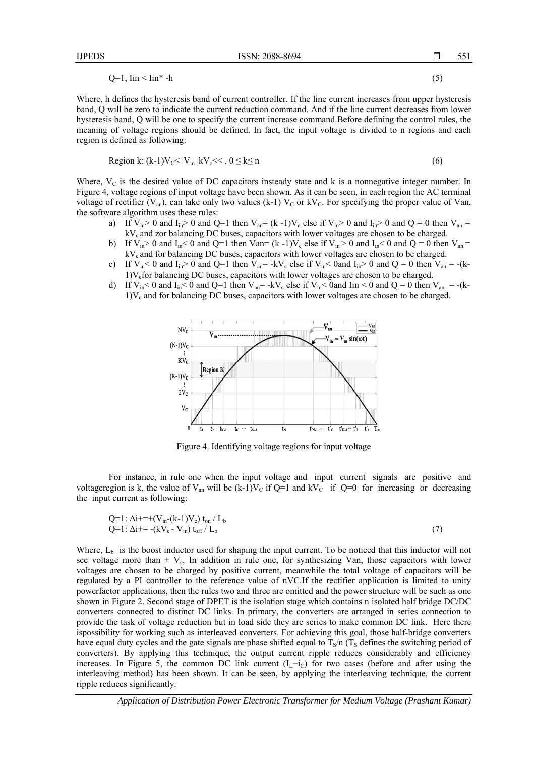$Q=1, Iin < Iin^* -h$ (5)

Where, h defines the hysteresis band of current controller. If the line current increases from upper hysteresis band, Q will be zero to indicate the current reduction command. And if the line current decreases from lower hysteresis band, Q will be one to specify the current increase command.Before defining the control rules, the meaning of voltage regions should be defined. In fact, the input voltage is divided to n regions and each region is defined as following:

Region k: $(k-1)V_C < |V_{in}| kV_c <<$ , $0 \leq k \leq n$ (6)

Where, $V_C$ is the desired value of DC capacitors insteady state and k is a nonnegative integer number. In Figure 4, voltage regions of input voltage have been shown. As it can be seen, in each region the AC terminal voltage of rectifier ($V_{an}$), can take only two values (k-1) $V_C$ or $kV_C$. For specifying the proper value of Van, the software algorithm uses these rules:

a) If $V_{in} > 0$ and $I_{in} > 0$ and Q=1 then $V_{an} = (k-1)V_c$ else if $V_{in} > 0$ and $I_{in} > 0$ and Q = 0 then $V_{an} = kV_c$ and zor balancing DC buses, capacitors with lower voltages are chosen to be charged.
b) If $V_{in} > 0$ and $I_{in} < 0$ and Q=1 then $Van = (k-1)V_c$ else if $V_{in} > 0$ and $I_{in} < 0$ and Q = 0 then $V_{an} = kV_c$ and for balancing DC buses, capacitors with lower voltages are chosen to be charged.
c) If $V_{in} < 0$ and $I_{in} > 0$ and Q=1 then $V_{an} = -kV_c$ else if $V_{in} < 0$and $I_{in} > 0$ and Q = 0 then $V_{an} = -(k-1)V_c$for balancing DC buses, capacitors with lower voltages are chosen to be charged.
d) If $V_{in} < 0$ and $I_{in} < 0$ and Q=1 then $V_{an} = -kV_c$ else if $V_{in} < 0$and Iin < 0 and Q = 0 then $V_{an} = -(k-1)V_c$ and for balancing DC buses, capacitors with lower voltages are chosen to be charged.

NVC
(N-1)VC
KVC
(K-1)VC
2VC
VC
0
Vm
Region K
Van
Vin = Vm sin(ωt)
Van
Vin
t1 t2 tK-1 tK tN-1 tN t'N-1 t'K t'K-1 t'2 t'1 TN

Figure 4. Identifying voltage regions for input voltage

For instance, in rule one when the input voltage and input current signals are positive and voltageregion is k, the value of $V_{an}$ will be $(k-1)V_C$ if Q=1 and $kV_C$ if Q=0 for increasing or decreasing the input current as following:

$$Q=1: \Delta i+=+(V_{in}-(k-1)V_c)\, t_{on} / L_b$$
$$Q=1: \Delta i+= -(kV_c - V_{in})\, t_{off} / L_b \quad (7)$$

Where, $L_b$ is the boost inductor used for shaping the input current. To be noticed that this inductor will not see voltage more than $\pm V_c$. In addition in rule one, for synthesizing Van, those capacitors with lower voltages are chosen to be charged by positive current, meanwhile the total voltage of capacitors will be regulated by a PI controller to the reference value of nVC.If the rectifier application is limited to unity powerfactor applications, then the rules two and three are omitted and the power structure will be such as one shown in Figure 2. Second stage of DPET is the isolation stage which contains n isolated half bridge DC/DC converters connected to distinct DC links. In primary, the converters are arranged in series connection to provide the task of voltage reduction but in load side they are series to make common DC link. Here there ispossibility for working such as interleaved converters. For achieving this goal, those half-bridge converters have equal duty cycles and the gate signals are phase shifted equal to $T_S/n$ ($T_S$ defines the switching period of converters). By applying this technique, the output current ripple reduces considerably and efficiency increases. In Figure 5, the common DC link current ($I_L+i_C$) for two cases (before and after using the interleaving method) has been shown. It can be seen, by applying the interleaving technique, the current ripple reduces significantly.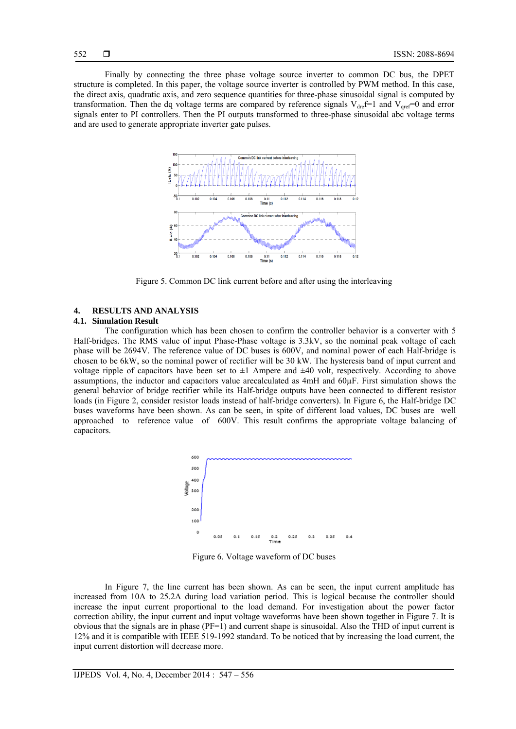Finally by connecting the three phase voltage source inverter to common DC bus, the DPET structure is completed. In this paper, the voltage source inverter is controlled by PWM method. In this case, the direct axis, quadratic axis, and zero sequence quantities for three-phase sinusoidal signal is computed by transformation. Then the dq voltage terms are compared by reference signals $V_{dref}$=1 and $V_{qref}$=0 and error signals enter to PI controllers. Then the PI outputs transformed to three-phase sinusoidal abc voltage terms and are used to generate appropriate inverter gate pulses.

Common DC link current before interleaving

150
100
50
0
-50
IL+Ic (A)
0.1 0.102 0.104 0.106 0.108 0.11 0.112 0.114 0.116 0.118 0.12
Time (s)

Common DC link current after interleaving

80
60
40
20
IL+Ic (A)
0.1 0.102 0.104 0.106 0.108 0.11 0.112 0.114 0.116 0.118 0.12
Time (s)

Figure 5. Common DC link current before and after using the interleaving

## 4. RESULTS AND ANALYSIS

### 4.1. Simulation Result

The configuration which has been chosen to confirm the controller behavior is a converter with 5 Half-bridges. The RMS value of input Phase-Phase voltage is 3.3kV, so the nominal peak voltage of each phase will be 2694V. The reference value of DC buses is 600V, and nominal power of each Half-bridge is chosen to be 6kW, so the nominal power of rectifier will be 30 kW. The hysteresis band of input current and voltage ripple of capacitors have been set to ±1 Ampere and ±40 volt, respectively. According to above assumptions, the inductor and capacitors value arecalculated as 4mH and 60μF. First simulation shows the general behavior of bridge rectifier while its Half-bridge outputs have been connected to different resistor loads (in Figure 2, consider resistor loads instead of half-bridge converters). In Figure 6, the Half-bridge DC buses waveforms have been shown. As can be seen, in spite of different load values, DC buses are well approached to reference value of 600V. This result confirms the appropriate voltage balancing of capacitors.

600
500
400
300
200
100
0
Voltage
0.05 0.1 0.15 0.2 0.25 0.3 0.35 0.4
Time

Figure 6. Voltage waveform of DC buses

In Figure 7, the line current has been shown. As can be seen, the input current amplitude has increased from 10A to 25.2A during load variation period. This is logical because the controller should increase the input current proportional to the load demand. For investigation about the power factor correction ability, the input current and input voltage waveforms have been shown together in Figure 7. It is obvious that the signals are in phase (PF=1) and current shape is sinusoidal. Also the THD of input current is 12% and it is compatible with IEEE 519-1992 standard. To be noticed that by increasing the load current, the input current distortion will decrease more.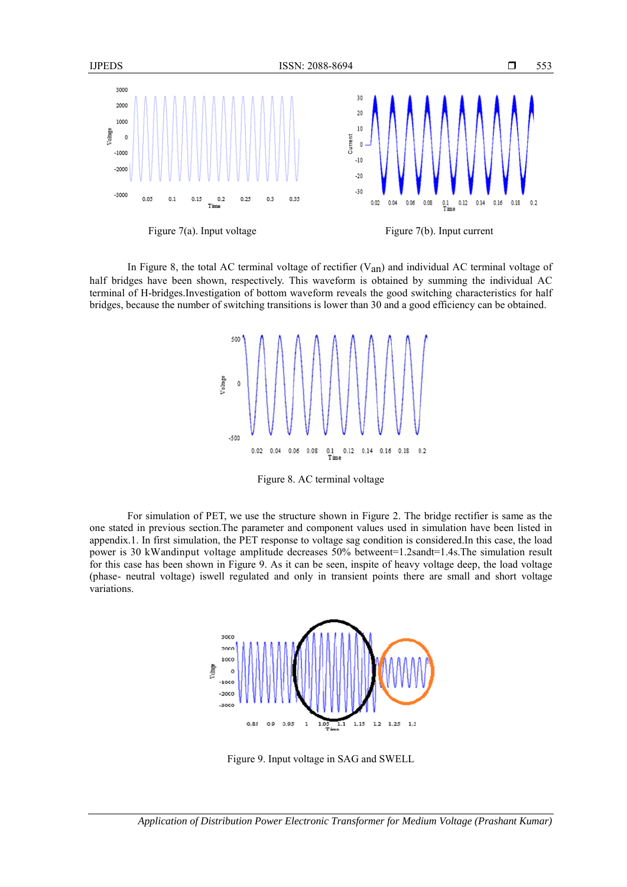3000
2000
1000
Voltage 0
-1000
-2000
-3000
0.05 0.1 0.15 0.2 0.25 0.3 0.35
Time

Figure 7(a). Input voltage

30
20
10
Current 0
-10
-20
-30
0.02 0.04 0.06 0.08 0.1 0.12 0.14 0.16 0.18 0.2
Time

Figure 7(b). Input current

In Figure 8, the total AC terminal voltage of rectifier ($V_{an}$) and individual AC terminal voltage of half bridges have been shown, respectively. This waveform is obtained by summing the individual AC terminal of H-bridges.Investigation of bottom waveform reveals the good switching characteristics for half bridges, because the number of switching transitions is lower than 30 and a good efficiency can be obtained.

500
Voltage 0
-500
0.02 0.04 0.06 0.08 0.1 0.12 0.14 0.16 0.18 0.2
Time

Figure 8. AC terminal voltage

For simulation of PET, we use the structure shown in Figure 2. The bridge rectifier is same as the one stated in previous section.The parameter and component values used in simulation have been listed in appendix.1. In first simulation, the PET response to voltage sag condition is considered.In this case, the load power is 30 kWandinput voltage amplitude decreases 50% betweent=1.2sandt=1.4s.The simulation result for this case has been shown in Figure 9. As it can be seen, inspite of heavy voltage deep, the load voltage (phase- neutral voltage) iswell regulated and only in transient points there are small and short voltage variations.

3000
2000
1000
Voltage 0
-1000
-2000
-3000
0.85 0.9 0.95 1 1.05 1.1 1.15 1.2 1.25 1.3
Time

Figure 9. Input voltage in SAG and SWELL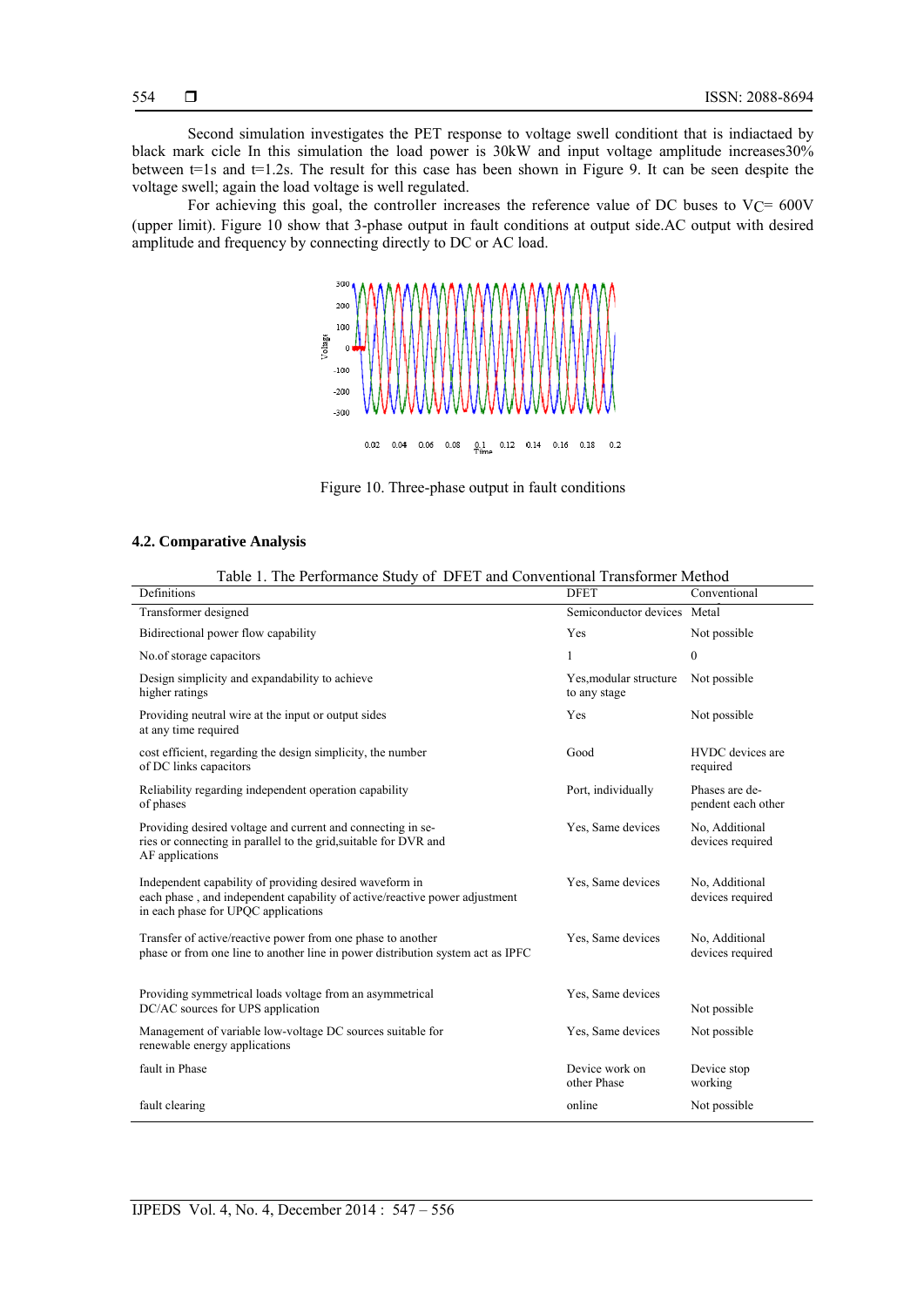Second simulation investigates the PET response to voltage swell conditiont that is indiactaed by black mark cicle In this simulation the load power is 30kW and input voltage amplitude increases30% between t=1s and t=1.2s. The result for this case has been shown in Figure 9. It can be seen despite the voltage swell; again the load voltage is well regulated.

For achieving this goal, the controller increases the reference value of DC buses to $V_C$= 600V (upper limit). Figure 10 show that 3-phase output in fault conditions at output side.AC output with desired amplitude and frequency by connecting directly to DC or AC load.

300
200
100
0
-100
-200
-300
Voltage
0.02 0.04 0.06 0.08 0.1 0.12 0.14 0.16 0.18 0.2
Time

Figure 10. Three-phase output in fault conditions

### 4.2. Comparative Analysis

Table 1. The Performance Study of DFET and Conventional Transformer Method

| Definitions | DFET | Conventional |
|---|---|---|
| Transformer designed | Semiconductor devices | Metal |
| Bidirectional power flow capability | Yes | Not possible |
| No.of storage capacitors | 1 | 0 |
| Design simplicity and expandability to achieve higher ratings | Yes,modular structure to any stage | Not possible |
| Providing neutral wire at the input or output sides at any time required | Yes | Not possible |
| cost efficient, regarding the design simplicity, the number of DC links capacitors | Good | HVDC devices are required |
| Reliability regarding independent operation capability of phases | Port, individually | Phases are de-pendent each other |
| Providing desired voltage and current and connecting in se-ries or connecting in parallel to the grid,suitable for DVR and AF applications | Yes, Same devices | No, Additional devices required |
| Independent capability of providing desired waveform in each phase , and independent capability of active/reactive power adjustment in each phase for UPQC applications | Yes, Same devices | No, Additional devices required |
| Transfer of active/reactive power from one phase to another phase or from one line to another line in power distribution system act as IPFC | Yes, Same devices | No, Additional devices required |
| Providing symmetrical loads voltage from an asymmetrical DC/AC sources for UPS application | Yes, Same devices | Not possible |
| Management of variable low-voltage DC sources suitable for renewable energy applications | Yes, Same devices | Not possible |
| fault in Phase | Device work on other Phase | Device stop working |
| fault clearing | online | Not possible |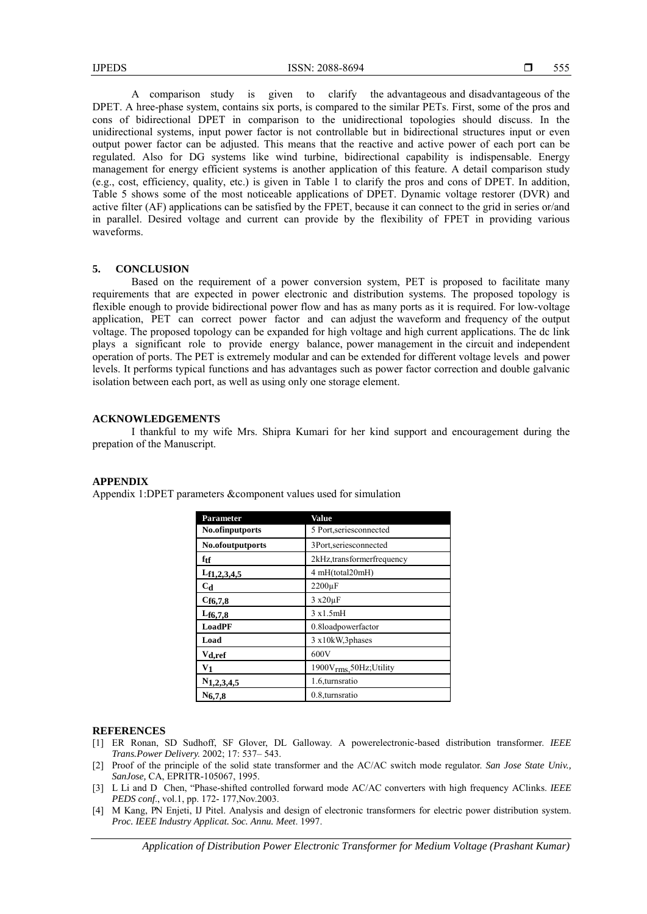A comparison study is given to clarify the advantageous and disadvantageous of the DPET. A hree-phase system, contains six ports, is compared to the similar PETs. First, some of the pros and cons of bidirectional DPET in comparison to the unidirectional topologies should discuss. In the unidirectional systems, input power factor is not controllable but in bidirectional structures input or even output power factor can be adjusted. This means that the reactive and active power of each port can be regulated. Also for DG systems like wind turbine, bidirectional capability is indispensable. Energy management for energy efficient systems is another application of this feature. A detail comparison study (e.g., cost, efficiency, quality, etc.) is given in Table 1 to clarify the pros and cons of DPET. In addition, Table 5 shows some of the most noticeable applications of DPET. Dynamic voltage restorer (DVR) and active filter (AF) applications can be satisfied by the FPET, because it can connect to the grid in series or/and in parallel. Desired voltage and current can provide by the flexibility of FPET in providing various waveforms.

## 5. CONCLUSION

Based on the requirement of a power conversion system, PET is proposed to facilitate many requirements that are expected in power electronic and distribution systems. The proposed topology is flexible enough to provide bidirectional power flow and has as many ports as it is required. For low-voltage application, PET can correct power factor and can adjust the waveform and frequency of the output voltage. The proposed topology can be expanded for high voltage and high current applications. The dc link plays a significant role to provide energy balance, power management in the circuit and independent operation of ports. The PET is extremely modular and can be extended for different voltage levels and power levels. It performs typical functions and has advantages such as power factor correction and double galvanic isolation between each port, as well as using only one storage element.

## ACKNOWLEDGEMENTS

I thankful to my wife Mrs. Shipra Kumari for her kind support and encouragement during the prepation of the Manuscript.

## APPENDIX

Appendix 1:DPET parameters &component values used for simulation

| Parameter | Value |
|---|---|
| No.ofinputports | 5 Port,seriesconnected |
| No.ofoutputports | 3Port,seriesconnected |
| $f_{tf}$ | 2kHz,transformerfrequency |
| $L_{f1,2,3,4,5}$ | 4 mH(total20mH) |
| $C_d$ | 2200µF |
| $C_{f6,7,8}$ | 3 x20µF |
| $L_{f6,7,8}$ | 3 x1.5mH |
| LoadPF | 0.8loadpowerfactor |
| Load | 3 x10kW,3phases |
| $V_{d,ref}$ | 600V |
| $V_1$ | 1900$V_{rms}$,50Hz;Utility |
| $N_{1,2,3,4,5}$ | 1.6,turnsratio |
| $N_{6,7,8}$ | 0.8,turnsratio |

## REFERENCES

[1] ER Ronan, SD Sudhoff, SF Glover, DL Galloway. A powerelectronic-based distribution transformer. *IEEE Trans.Power Delivery.* 2002; 17: 537– 543.

[2] Proof of the principle of the solid state transformer and the AC/AC switch mode regulator. *San Jose State Univ., SanJose,* CA, EPRITR-105067, 1995.

[3] L Li and D Chen, "Phase-shifted controlled forward mode AC/AC converters with high frequency AClinks. *IEEE PEDS conf*., vol.1, pp. 172- 177,Nov.2003.

[4] M Kang, PN Enjeti, IJ Pitel. Analysis and design of electronic transformers for electric power distribution system. *Proc. IEEE Industry Applicat. Soc. Annu. Meet*. 1997.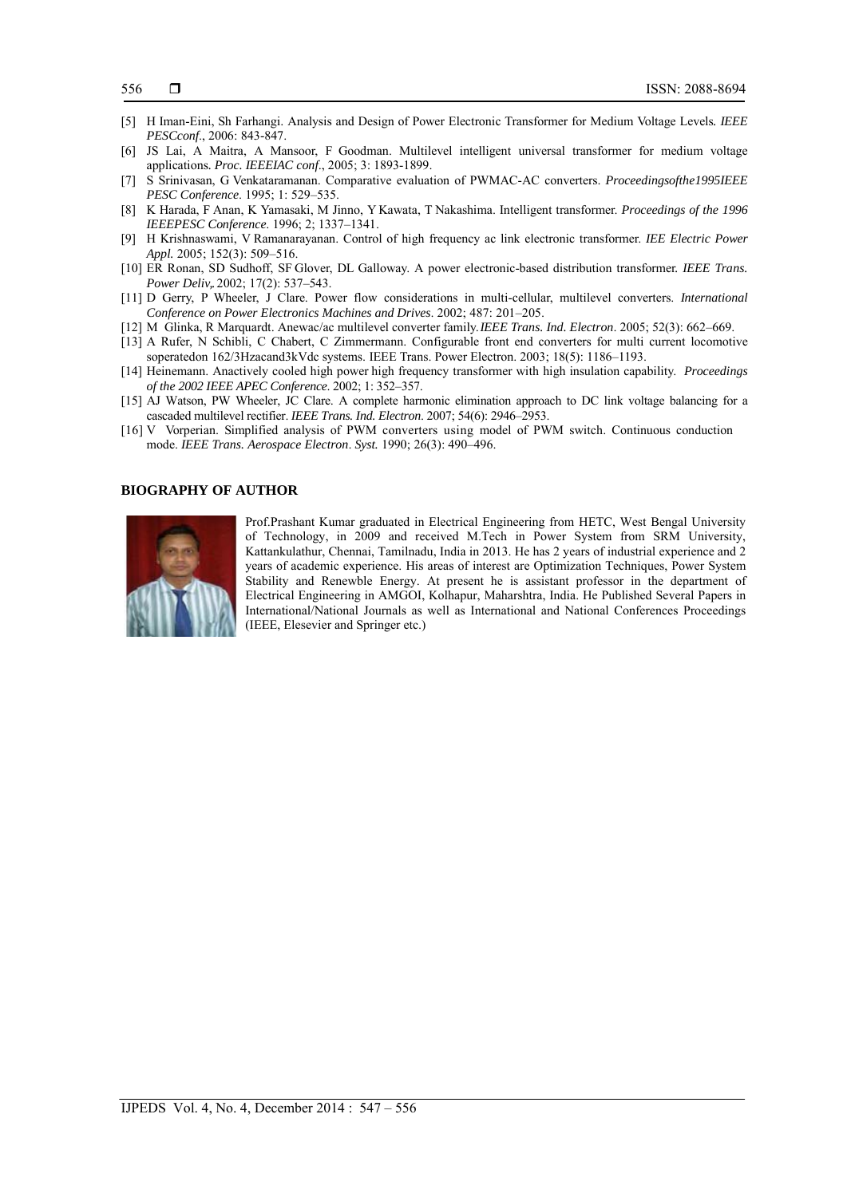[5] H Iman-Eini, Sh Farhangi. Analysis and Design of Power Electronic Transformer for Medium Voltage Levels. *IEEE PESCconf.*, 2006: 843-847.

[6] JS Lai, A Maitra, A Mansoor, F Goodman. Multilevel intelligent universal transformer for medium voltage applications. *Proc. IEEEIAC conf.*, 2005; 3: 1893-1899.

[7] S Srinivasan, G Venkataramanan. Comparative evaluation of PWMAC-AC converters. *Proceedingsofthe1995IEEE PESC Conference*. 1995; 1: 529–535.

[8] K Harada, F Anan, K Yamasaki, M Jinno, Y Kawata, T Nakashima. Intelligent transformer. *Proceedings of the 1996 IEEEPESC Conference*. 1996; 2; 1337–1341.

[9] H Krishnaswami, V Ramanarayanan. Control of high frequency ac link electronic transformer. *IEE Electric Power Appl.* 2005; 152(3): 509–516.

[10] ER Ronan, SD Sudhoff, SF Glover, DL Galloway. A power electronic-based distribution transformer. *IEEE Trans. Power Deliv,.* 2002; 17(2): 537–543.

[11] D Gerry, P Wheeler, J Clare. Power flow considerations in multi-cellular, multilevel converters. *International Conference on Power Electronics Machines and Drives*. 2002; 487: 201–205.

[12] M Glinka, R Marquardt. Anewac/ac multilevel converter family.*IEEE Trans. Ind. Electron*. 2005; 52(3): 662–669.

[13] A Rufer, N Schibli, C Chabert, C Zimmermann. Configurable front end converters for multi current locomotive soperatedon 162/3Hzacand3kVdc systems. IEEE Trans. Power Electron. 2003; 18(5): 1186–1193.

[14] Heinemann. Anactively cooled high power high frequency transformer with high insulation capability. *Proceedings of the 2002 IEEE APEC Conference*. 2002; 1: 352–357.

[15] AJ Watson, PW Wheeler, JC Clare. A complete harmonic elimination approach to DC link voltage balancing for a cascaded multilevel rectifier. *IEEE Trans. Ind. Electron*. 2007; 54(6): 2946–2953.

[16] V Vorperian. Simplified analysis of PWM converters using model of PWM switch. Continuous conduction mode. *IEEE Trans. Aerospace Electron. Syst.* 1990; 26(3): 490–496.

**BIOGRAPHY OF AUTHOR**

Prof.Prashant Kumar graduated in Electrical Engineering from HETC, West Bengal University of Technology, in 2009 and received M.Tech in Power System from SRM University, Kattankulathur, Chennai, Tamilnadu, India in 2013. He has 2 years of industrial experience and 2 years of academic experience. His areas of interest are Optimization Techniques, Power System Stability and Renewble Energy. At present he is assistant professor in the department of Electrical Engineering in AMGOI, Kolhapur, Maharshtra, India. He Published Several Papers in International/National Journals as well as International and National Conferences Proceedings (IEEE, Elesevier and Springer etc.)